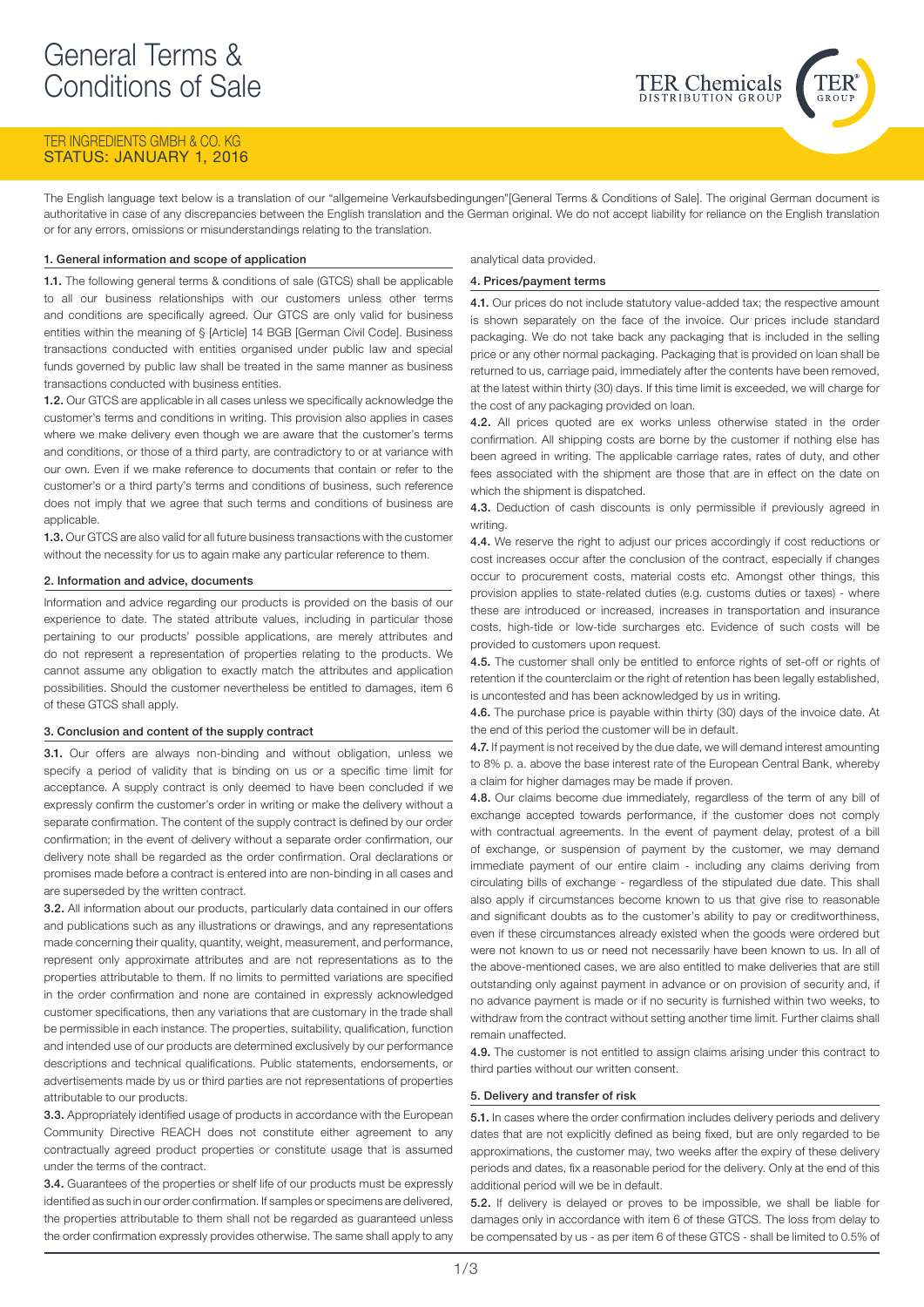# General Terms & Conditions of Sale

TER INGREDIENTS GMBH & CO. KG
STATUS: JANUARY 1, 2016

The English language text below is a translation of our "allgemeine Verkaufsbedingungen"[General Terms & Conditions of Sale]. The original German document is authoritative in case of any discrepancies between the English translation and the German original. We do not accept liability for reliance on the English translation or for any errors, omissions or misunderstandings relating to the translation.

## 1. General information and scope of application

**1.1.** The following general terms & conditions of sale (GTCS) shall be applicable to all our business relationships with our customers unless other terms and conditions are specifically agreed. Our GTCS are only valid for business entities within the meaning of § [Article] 14 BGB [German Civil Code]. Business transactions conducted with entities organised under public law and special funds governed by public law shall be treated in the same manner as business transactions conducted with business entities.

**1.2.** Our GTCS are applicable in all cases unless we specifically acknowledge the customer's terms and conditions in writing. This provision also applies in cases where we make delivery even though we are aware that the customer's terms and conditions, or those of a third party, are contradictory to or at variance with our own. Even if we make reference to documents that contain or refer to the customer's or a third party's terms and conditions of business, such reference does not imply that we agree that such terms and conditions of business are applicable.

**1.3.** Our GTCS are also valid for all future business transactions with the customer without the necessity for us to again make any particular reference to them.

## 2. Information and advice, documents

Information and advice regarding our products is provided on the basis of our experience to date. The stated attribute values, including in particular those pertaining to our products' possible applications, are merely attributes and do not represent a representation of properties relating to the products. We cannot assume any obligation to exactly match the attributes and application possibilities. Should the customer nevertheless be entitled to damages, item 6 of these GTCS shall apply.

## 3. Conclusion and content of the supply contract

**3.1.** Our offers are always non-binding and without obligation, unless we specify a period of validity that is binding on us or a specific time limit for acceptance. A supply contract is only deemed to have been concluded if we expressly confirm the customer's order in writing or make the delivery without a separate confirmation. The content of the supply contract is defined by our order confirmation; in the event of delivery without a separate order confirmation, our delivery note shall be regarded as the order confirmation. Oral declarations or promises made before a contract is entered into are non-binding in all cases and are superseded by the written contract.

**3.2.** All information about our products, particularly data contained in our offers and publications such as any illustrations or drawings, and any representations made concerning their quality, quantity, weight, measurement, and performance, represent only approximate attributes and are not representations as to the properties attributable to them. If no limits to permitted variations are specified in the order confirmation and none are contained in expressly acknowledged customer specifications, then any variations that are customary in the trade shall be permissible in each instance. The properties, suitability, qualification, function and intended use of our products are determined exclusively by our performance descriptions and technical qualifications. Public statements, endorsements, or advertisements made by us or third parties are not representations of properties attributable to our products.

**3.3.** Appropriately identified usage of products in accordance with the European Community Directive REACH does not constitute either agreement to any contractually agreed product properties or constitute usage that is assumed under the terms of the contract.

**3.4.** Guarantees of the properties or shelf life of our products must be expressly identified as such in our order confirmation. If samples or specimens are delivered, the properties attributable to them shall not be regarded as guaranteed unless the order confirmation expressly provides otherwise. The same shall apply to any analytical data provided.

## 4. Prices/payment terms

**4.1.** Our prices do not include statutory value-added tax; the respective amount is shown separately on the face of the invoice. Our prices include standard packaging. We do not take back any packaging that is included in the selling price or any other normal packaging. Packaging that is provided on loan shall be returned to us, carriage paid, immediately after the contents have been removed, at the latest within thirty (30) days. If this time limit is exceeded, we will charge for the cost of any packaging provided on loan.

**4.2.** All prices quoted are ex works unless otherwise stated in the order confirmation. All shipping costs are borne by the customer if nothing else has been agreed in writing. The applicable carriage rates, rates of duty, and other fees associated with the shipment are those that are in effect on the date on which the shipment is dispatched.

**4.3.** Deduction of cash discounts is only permissible if previously agreed in writing.

**4.4.** We reserve the right to adjust our prices accordingly if cost reductions or cost increases occur after the conclusion of the contract, especially if changes occur to procurement costs, material costs etc. Amongst other things, this provision applies to state-related duties (e.g. customs duties or taxes) - where these are introduced or increased, increases in transportation and insurance costs, high-tide or low-tide surcharges etc. Evidence of such costs will be provided to customers upon request.

**4.5.** The customer shall only be entitled to enforce rights of set-off or rights of retention if the counterclaim or the right of retention has been legally established, is uncontested and has been acknowledged by us in writing.

**4.6.** The purchase price is payable within thirty (30) days of the invoice date. At the end of this period the customer will be in default.

**4.7.** If payment is not received by the due date, we will demand interest amounting to 8% p. a. above the base interest rate of the European Central Bank, whereby a claim for higher damages may be made if proven.

**4.8.** Our claims become due immediately, regardless of the term of any bill of exchange accepted towards performance, if the customer does not comply with contractual agreements. In the event of payment delay, protest of a bill of exchange, or suspension of payment by the customer, we may demand immediate payment of our entire claim - including any claims deriving from circulating bills of exchange - regardless of the stipulated due date. This shall also apply if circumstances become known to us that give rise to reasonable and significant doubts as to the customer's ability to pay or creditworthiness, even if these circumstances already existed when the goods were ordered but were not known to us or need not necessarily have been known to us. In all of the above-mentioned cases, we are also entitled to make deliveries that are still outstanding only against payment in advance or on provision of security and, if no advance payment is made or if no security is furnished within two weeks, to withdraw from the contract without setting another time limit. Further claims shall remain unaffected.

**4.9.** The customer is not entitled to assign claims arising under this contract to third parties without our written consent.

## 5. Delivery and transfer of risk

**5.1.** In cases where the order confirmation includes delivery periods and delivery dates that are not explicitly defined as being fixed, but are only regarded to be approximations, the customer may, two weeks after the expiry of these delivery periods and dates, fix a reasonable period for the delivery. Only at the end of this additional period will we be in default.

**5.2.** If delivery is delayed or proves to be impossible, we shall be liable for damages only in accordance with item 6 of these GTCS. The loss from delay to be compensated by us - as per item 6 of these GTCS - shall be limited to 0.5% of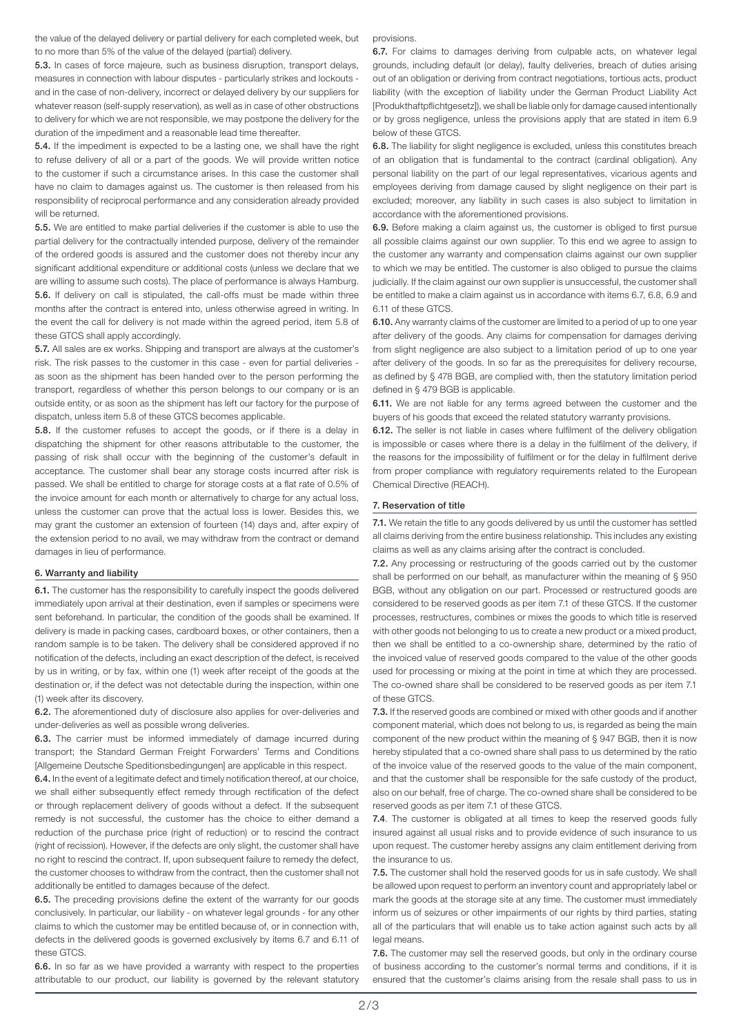the value of the delayed delivery or partial delivery for each completed week, but to no more than 5% of the value of the delayed (partial) delivery.

**5.3.** In cases of force majeure, such as business disruption, transport delays, measures in connection with labour disputes - particularly strikes and lockouts - and in the case of non-delivery, incorrect or delayed delivery by our suppliers for whatever reason (self-supply reservation), as well as in case of other obstructions to delivery for which we are not responsible, we may postpone the delivery for the duration of the impediment and a reasonable lead time thereafter.

**5.4.** If the impediment is expected to be a lasting one, we shall have the right to refuse delivery of all or a part of the goods. We will provide written notice to the customer if such a circumstance arises. In this case the customer shall have no claim to damages against us. The customer is then released from his responsibility of reciprocal performance and any consideration already provided will be returned.

**5.5.** We are entitled to make partial deliveries if the customer is able to use the partial delivery for the contractually intended purpose, delivery of the remainder of the ordered goods is assured and the customer does not thereby incur any significant additional expenditure or additional costs (unless we declare that we are willing to assume such costs). The place of performance is always Hamburg.

**5.6.** If delivery on call is stipulated, the call-offs must be made within three months after the contract is entered into, unless otherwise agreed in writing. In the event the call for delivery is not made within the agreed period, item 5.8 of these GTCS shall apply accordingly.

**5.7.** All sales are ex works. Shipping and transport are always at the customer's risk. The risk passes to the customer in this case - even for partial deliveries - as soon as the shipment has been handed over to the person performing the transport, regardless of whether this person belongs to our company or is an outside entity, or as soon as the shipment has left our factory for the purpose of dispatch, unless item 5.8 of these GTCS becomes applicable.

**5.8.** If the customer refuses to accept the goods, or if there is a delay in dispatching the shipment for other reasons attributable to the customer, the passing of risk shall occur with the beginning of the customer's default in acceptance. The customer shall bear any storage costs incurred after risk is passed. We shall be entitled to charge for storage costs at a flat rate of 0.5% of the invoice amount for each month or alternatively to charge for any actual loss, unless the customer can prove that the actual loss is lower. Besides this, we may grant the customer an extension of fourteen (14) days and, after expiry of the extension period to no avail, we may withdraw from the contract or demand damages in lieu of performance.

## 6. Warranty and liability

**6.1.** The customer has the responsibility to carefully inspect the goods delivered immediately upon arrival at their destination, even if samples or specimens were sent beforehand. In particular, the condition of the goods shall be examined. If delivery is made in packing cases, cardboard boxes, or other containers, then a random sample is to be taken. The delivery shall be considered approved if no notification of the defects, including an exact description of the defect, is received by us in writing, or by fax, within one (1) week after receipt of the goods at the destination or, if the defect was not detectable during the inspection, within one (1) week after its discovery.

**6.2.** The aforementioned duty of disclosure also applies for over-deliveries and under-deliveries as well as possible wrong deliveries.

**6.3.** The carrier must be informed immediately of damage incurred during transport; the Standard German Freight Forwarders' Terms and Conditions [Allgemeine Deutsche Speditionsbedingungen] are applicable in this respect.

**6.4.** In the event of a legitimate defect and timely notification thereof, at our choice, we shall either subsequently effect remedy through rectification of the defect or through replacement delivery of goods without a defect. If the subsequent remedy is not successful, the customer has the choice to either demand a reduction of the purchase price (right of reduction) or to rescind the contract (right of recission). However, if the defects are only slight, the customer shall have no right to rescind the contract. If, upon subsequent failure to remedy the defect, the customer chooses to withdraw from the contract, then the customer shall not additionally be entitled to damages because of the defect.

**6.5.** The preceding provisions define the extent of the warranty for our goods conclusively. In particular, our liability - on whatever legal grounds - for any other claims to which the customer may be entitled because of, or in connection with, defects in the delivered goods is governed exclusively by items 6.7 and 6.11 of these GTCS.

**6.6.** In so far as we have provided a warranty with respect to the properties attributable to our product, our liability is governed by the relevant statutory provisions.

**6.7.** For claims to damages deriving from culpable acts, on whatever legal grounds, including default (or delay), faulty deliveries, breach of duties arising out of an obligation or deriving from contract negotiations, tortious acts, product liability (with the exception of liability under the German Product Liability Act [Produkthaftpflichtgesetz]), we shall be liable only for damage caused intentionally or by gross negligence, unless the provisions apply that are stated in item 6.9 below of these GTCS.

**6.8.** The liability for slight negligence is excluded, unless this constitutes breach of an obligation that is fundamental to the contract (cardinal obligation). Any personal liability on the part of our legal representatives, vicarious agents and employees deriving from damage caused by slight negligence on their part is excluded; moreover, any liability in such cases is also subject to limitation in accordance with the aforementioned provisions.

**6.9.** Before making a claim against us, the customer is obliged to first pursue all possible claims against our own supplier. To this end we agree to assign to the customer any warranty and compensation claims against our own supplier to which we may be entitled. The customer is also obliged to pursue the claims judicially. If the claim against our own supplier is unsuccessful, the customer shall be entitled to make a claim against us in accordance with items 6.7, 6.8, 6.9 and 6.11 of these GTCS.

**6.10.** Any warranty claims of the customer are limited to a period of up to one year after delivery of the goods. Any claims for compensation for damages deriving from slight negligence are also subject to a limitation period of up to one year after delivery of the goods. In so far as the prerequisites for delivery recourse, as defined by § 478 BGB, are complied with, then the statutory limitation period defined in § 479 BGB is applicable.

**6.11.** We are not liable for any terms agreed between the customer and the buyers of his goods that exceed the related statutory warranty provisions.

**6.12.** The seller is not liable in cases where fulfilment of the delivery obligation is impossible or cases where there is a delay in the fulfilment of the delivery, if the reasons for the impossibility of fulfilment or for the delay in fulfilment derive from proper compliance with regulatory requirements related to the European Chemical Directive (REACH).

## 7. Reservation of title

**7.1.** We retain the title to any goods delivered by us until the customer has settled all claims deriving from the entire business relationship. This includes any existing claims as well as any claims arising after the contract is concluded.

**7.2.** Any processing or restructuring of the goods carried out by the customer shall be performed on our behalf, as manufacturer within the meaning of § 950 BGB, without any obligation on our part. Processed or restructured goods are considered to be reserved goods as per item 7.1 of these GTCS. If the customer processes, restructures, combines or mixes the goods to which title is reserved with other goods not belonging to us to create a new product or a mixed product, then we shall be entitled to a co-ownership share, determined by the ratio of the invoiced value of reserved goods compared to the value of the other goods used for processing or mixing at the point in time at which they are processed. The co-owned share shall be considered to be reserved goods as per item 7.1 of these GTCS.

**7.3.** If the reserved goods are combined or mixed with other goods and if another component material, which does not belong to us, is regarded as being the main component of the new product within the meaning of § 947 BGB, then it is now hereby stipulated that a co-owned share shall pass to us determined by the ratio of the invoice value of the reserved goods to the value of the main component, and that the customer shall be responsible for the safe custody of the product, also on our behalf, free of charge. The co-owned share shall be considered to be reserved goods as per item 7.1 of these GTCS.

**7.4**. The customer is obligated at all times to keep the reserved goods fully insured against all usual risks and to provide evidence of such insurance to us upon request. The customer hereby assigns any claim entitlement deriving from the insurance to us.

**7.5.** The customer shall hold the reserved goods for us in safe custody. We shall be allowed upon request to perform an inventory count and appropriately label or mark the goods at the storage site at any time. The customer must immediately inform us of seizures or other impairments of our rights by third parties, stating all of the particulars that will enable us to take action against such acts by all legal means.

**7.6.** The customer may sell the reserved goods, but only in the ordinary course of business according to the customer's normal terms and conditions, if it is ensured that the customer's claims arising from the resale shall pass to us in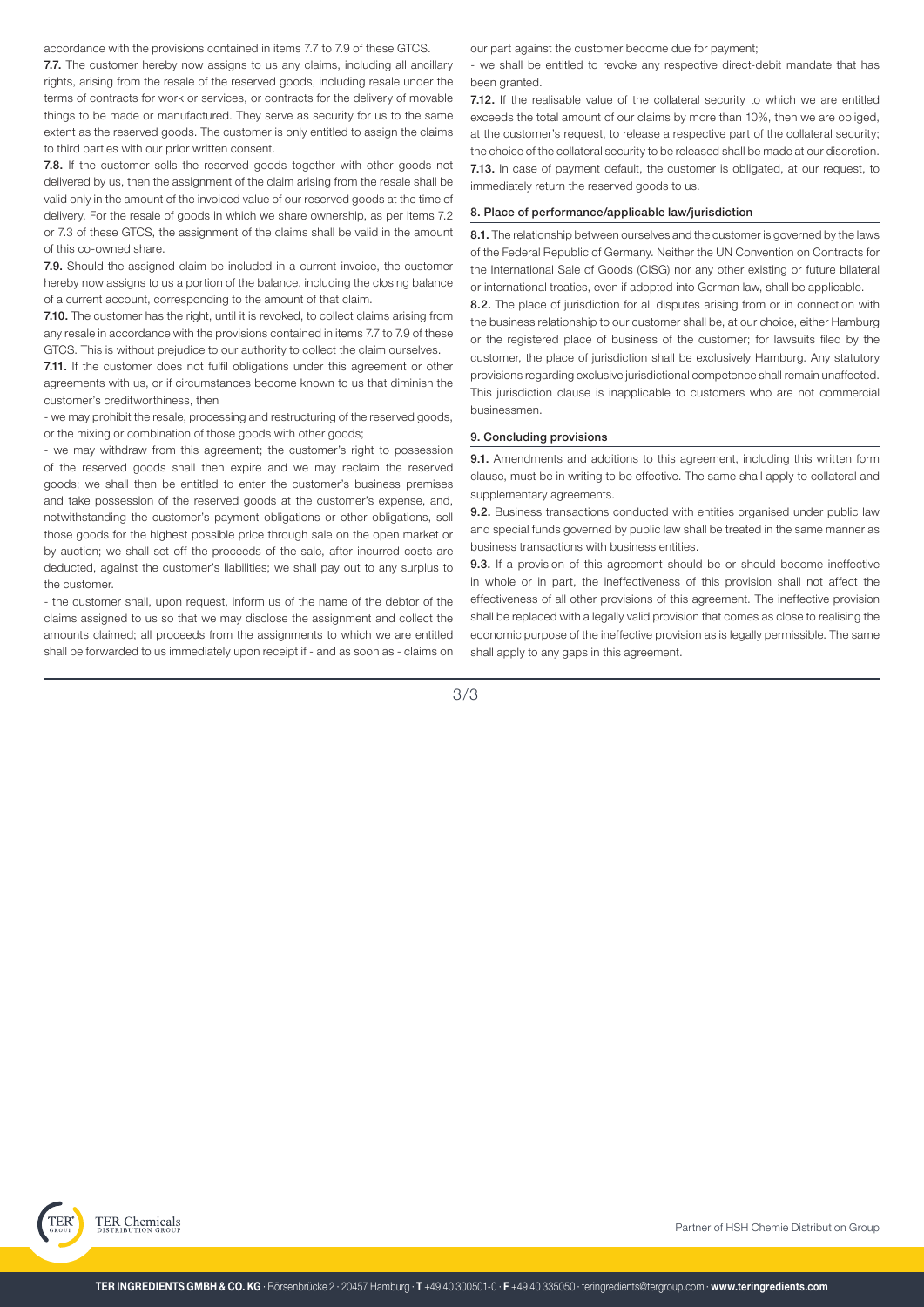accordance with the provisions contained in items 7.7 to 7.9 of these GTCS.

**7.7.** The customer hereby now assigns to us any claims, including all ancillary rights, arising from the resale of the reserved goods, including resale under the terms of contracts for work or services, or contracts for the delivery of movable things to be made or manufactured. They serve as security for us to the same extent as the reserved goods. The customer is only entitled to assign the claims to third parties with our prior written consent.

**7.8.** If the customer sells the reserved goods together with other goods not delivered by us, then the assignment of the claim arising from the resale shall be valid only in the amount of the invoiced value of our reserved goods at the time of delivery. For the resale of goods in which we share ownership, as per items 7.2 or 7.3 of these GTCS, the assignment of the claims shall be valid in the amount of this co-owned share.

**7.9.** Should the assigned claim be included in a current invoice, the customer hereby now assigns to us a portion of the balance, including the closing balance of a current account, corresponding to the amount of that claim.

**7.10.** The customer has the right, until it is revoked, to collect claims arising from any resale in accordance with the provisions contained in items 7.7 to 7.9 of these GTCS. This is without prejudice to our authority to collect the claim ourselves.

**7.11.** If the customer does not fulfil obligations under this agreement or other agreements with us, or if circumstances become known to us that diminish the customer's creditworthiness, then

- we may prohibit the resale, processing and restructuring of the reserved goods, or the mixing or combination of those goods with other goods;
- we may withdraw from this agreement; the customer's right to possession of the reserved goods shall then expire and we may reclaim the reserved goods; we shall then be entitled to enter the customer's business premises and take possession of the reserved goods at the customer's expense, and, notwithstanding the customer's payment obligations or other obligations, sell those goods for the highest possible price through sale on the open market or by auction; we shall set off the proceeds of the sale, after incurred costs are deducted, against the customer's liabilities; we shall pay out to any surplus to the customer.
- the customer shall, upon request, inform us of the name of the debtor of the claims assigned to us so that we may disclose the assignment and collect the amounts claimed; all proceeds from the assignments to which we are entitled shall be forwarded to us immediately upon receipt if - and as soon as - claims on our part against the customer become due for payment;
- we shall be entitled to revoke any respective direct-debit mandate that has been granted.

**7.12.** If the realisable value of the collateral security to which we are entitled exceeds the total amount of our claims by more than 10%, then we are obliged, at the customer's request, to release a respective part of the collateral security; the choice of the collateral security to be released shall be made at our discretion.

**7.13.** In case of payment default, the customer is obligated, at our request, to immediately return the reserved goods to us.

## 8. Place of performance/applicable law/jurisdiction

**8.1.** The relationship between ourselves and the customer is governed by the laws of the Federal Republic of Germany. Neither the UN Convention on Contracts for the International Sale of Goods (CISG) nor any other existing or future bilateral or international treaties, even if adopted into German law, shall be applicable.

**8.2.** The place of jurisdiction for all disputes arising from or in connection with the business relationship to our customer shall be, at our choice, either Hamburg or the registered place of business of the customer; for lawsuits filed by the customer, the place of jurisdiction shall be exclusively Hamburg. Any statutory provisions regarding exclusive jurisdictional competence shall remain unaffected. This jurisdiction clause is inapplicable to customers who are not commercial businessmen.

## 9. Concluding provisions

**9.1.** Amendments and additions to this agreement, including this written form clause, must be in writing to be effective. The same shall apply to collateral and supplementary agreements.

**9.2.** Business transactions conducted with entities organised under public law and special funds governed by public law shall be treated in the same manner as business transactions with business entities.

**9.3.** If a provision of this agreement should be or should become ineffective in whole or in part, the ineffectiveness of this provision shall not affect the effectiveness of all other provisions of this agreement. The ineffective provision shall be replaced with a legally valid provision that comes as close to realising the economic purpose of the ineffective provision as is legally permissible. The same shall apply to any gaps in this agreement.